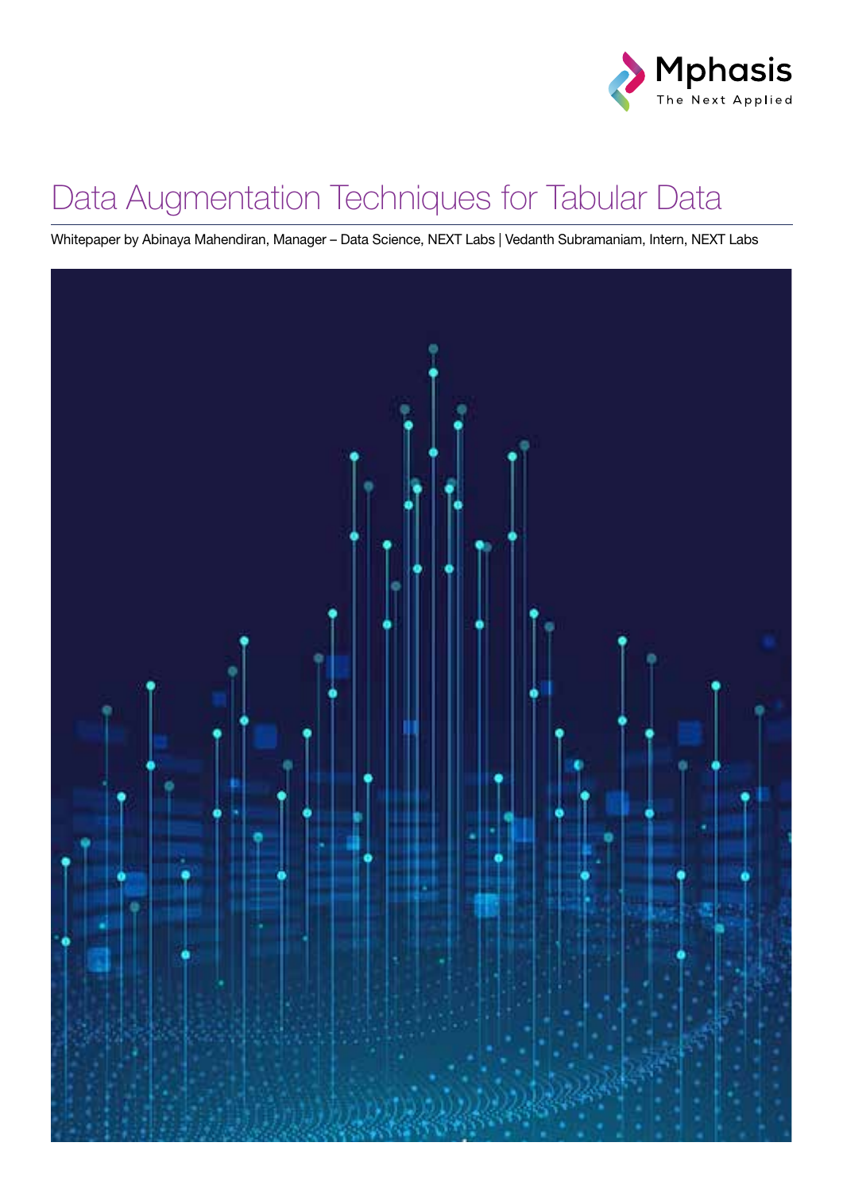Mphasis
The Next Applied

# Data Augmentation Techniques for Tabular Data

Whitepaper by Abinaya Mahendiran, Manager – Data Science, NEXT Labs | Vedanth Subramaniam, Intern, NEXT Labs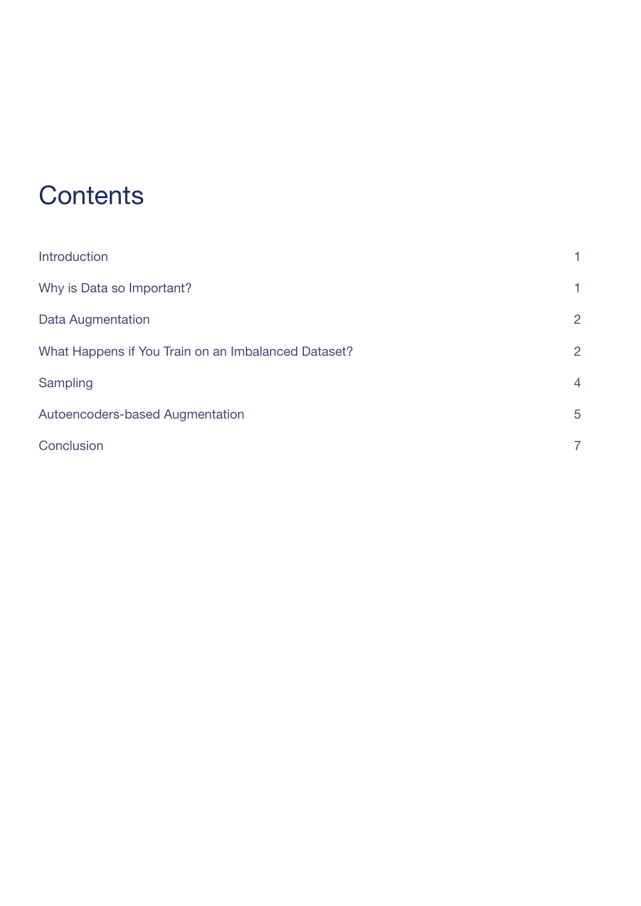# Contents

| | |
|---|---|
| Introduction | 1 |
| Why is Data so Important? | 1 |
| Data Augmentation | 2 |
| What Happens if You Train on an Imbalanced Dataset? | 2 |
| Sampling | 4 |
| Autoencoders-based Augmentation | 5 |
| Conclusion | 7 |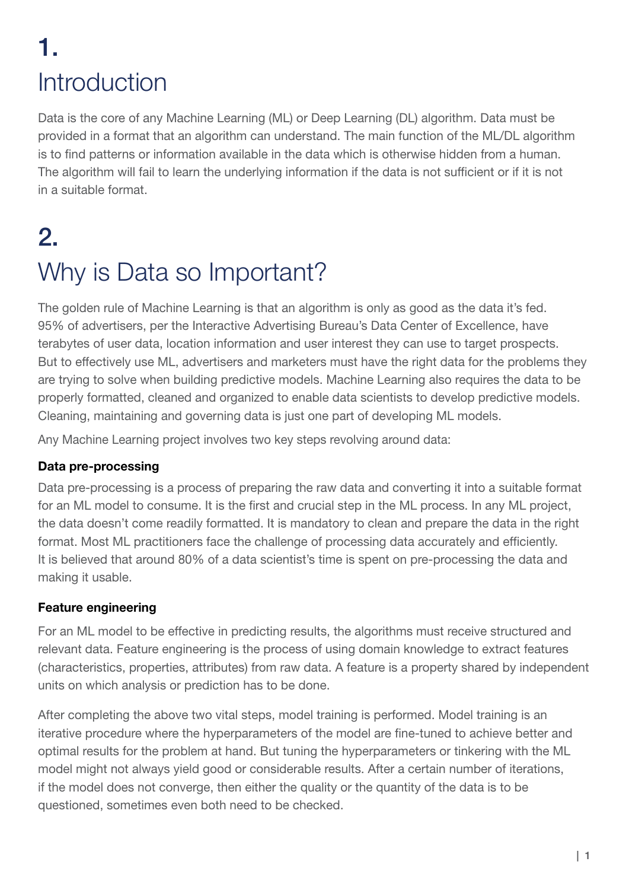# 1. Introduction

Data is the core of any Machine Learning (ML) or Deep Learning (DL) algorithm. Data must be provided in a format that an algorithm can understand. The main function of the ML/DL algorithm is to find patterns or information available in the data which is otherwise hidden from a human. The algorithm will fail to learn the underlying information if the data is not sufficient or if it is not in a suitable format.

# 2. Why is Data so Important?

The golden rule of Machine Learning is that an algorithm is only as good as the data it's fed. 95% of advertisers, per the Interactive Advertising Bureau's Data Center of Excellence, have terabytes of user data, location information and user interest they can use to target prospects. But to effectively use ML, advertisers and marketers must have the right data for the problems they are trying to solve when building predictive models. Machine Learning also requires the data to be properly formatted, cleaned and organized to enable data scientists to develop predictive models. Cleaning, maintaining and governing data is just one part of developing ML models.

Any Machine Learning project involves two key steps revolving around data:

**Data pre-processing**

Data pre-processing is a process of preparing the raw data and converting it into a suitable format for an ML model to consume. It is the first and crucial step in the ML process. In any ML project, the data doesn't come readily formatted. It is mandatory to clean and prepare the data in the right format. Most ML practitioners face the challenge of processing data accurately and efficiently. It is believed that around 80% of a data scientist's time is spent on pre-processing the data and making it usable.

**Feature engineering**

For an ML model to be effective in predicting results, the algorithms must receive structured and relevant data. Feature engineering is the process of using domain knowledge to extract features (characteristics, properties, attributes) from raw data. A feature is a property shared by independent units on which analysis or prediction has to be done.

After completing the above two vital steps, model training is performed. Model training is an iterative procedure where the hyperparameters of the model are fine-tuned to achieve better and optimal results for the problem at hand. But tuning the hyperparameters or tinkering with the ML model might not always yield good or considerable results. After a certain number of iterations, if the model does not converge, then either the quality or the quantity of the data is to be questioned, sometimes even both need to be checked.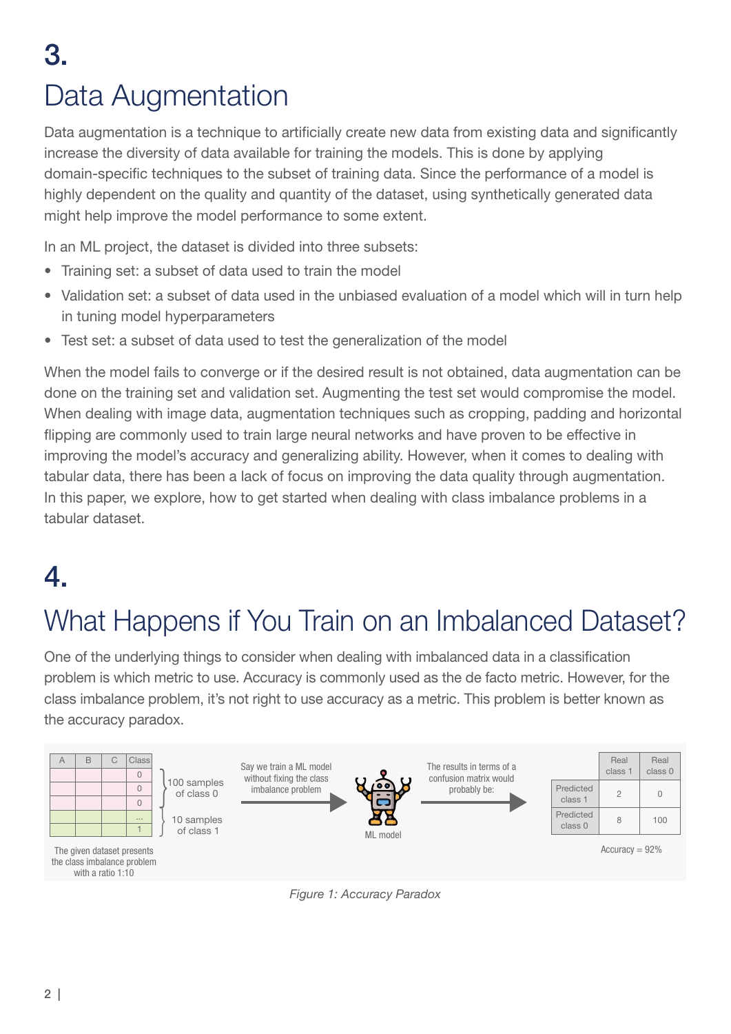# 3.

# Data Augmentation

Data augmentation is a technique to artificially create new data from existing data and significantly increase the diversity of data available for training the models. This is done by applying domain-specific techniques to the subset of training data. Since the performance of a model is highly dependent on the quality and quantity of the dataset, using synthetically generated data might help improve the model performance to some extent.

In an ML project, the dataset is divided into three subsets:

- Training set: a subset of data used to train the model
- Validation set: a subset of data used in the unbiased evaluation of a model which will in turn help in tuning model hyperparameters
- Test set: a subset of data used to test the generalization of the model

When the model fails to converge or if the desired result is not obtained, data augmentation can be done on the training set and validation set. Augmenting the test set would compromise the model. When dealing with image data, augmentation techniques such as cropping, padding and horizontal flipping are commonly used to train large neural networks and have proven to be effective in improving the model's accuracy and generalizing ability. However, when it comes to dealing with tabular data, there has been a lack of focus on improving the data quality through augmentation. In this paper, we explore, how to get started when dealing with class imbalance problems in a tabular dataset.

# 4.

# What Happens if You Train on an Imbalanced Dataset?

One of the underlying things to consider when dealing with imbalanced data in a classification problem is which metric to use. Accuracy is commonly used as the de facto metric. However, for the class imbalance problem, it's not right to use accuracy as a metric. This problem is better known as the accuracy paradox.

| A | B | C | Class |
|---|---|---|---|
| | | | 0 |
| | | | 0 |
| | | | 0 |
| | | | ... |
| | | | 1 |

100 samples of class 0

10 samples of class 1

The given dataset presents the class imbalance problem with a ratio 1:10

Say we train a ML model without fixing the class imbalance problem

ML model

The results in terms of a confusion matrix would probably be:

| | Real class 1 | Real class 0 |
|---|---|---|
| Predicted class 1 | 2 | 0 |
| Predicted class 0 | 8 | 100 |

Accuracy = 92%

*Figure 1: Accuracy Paradox*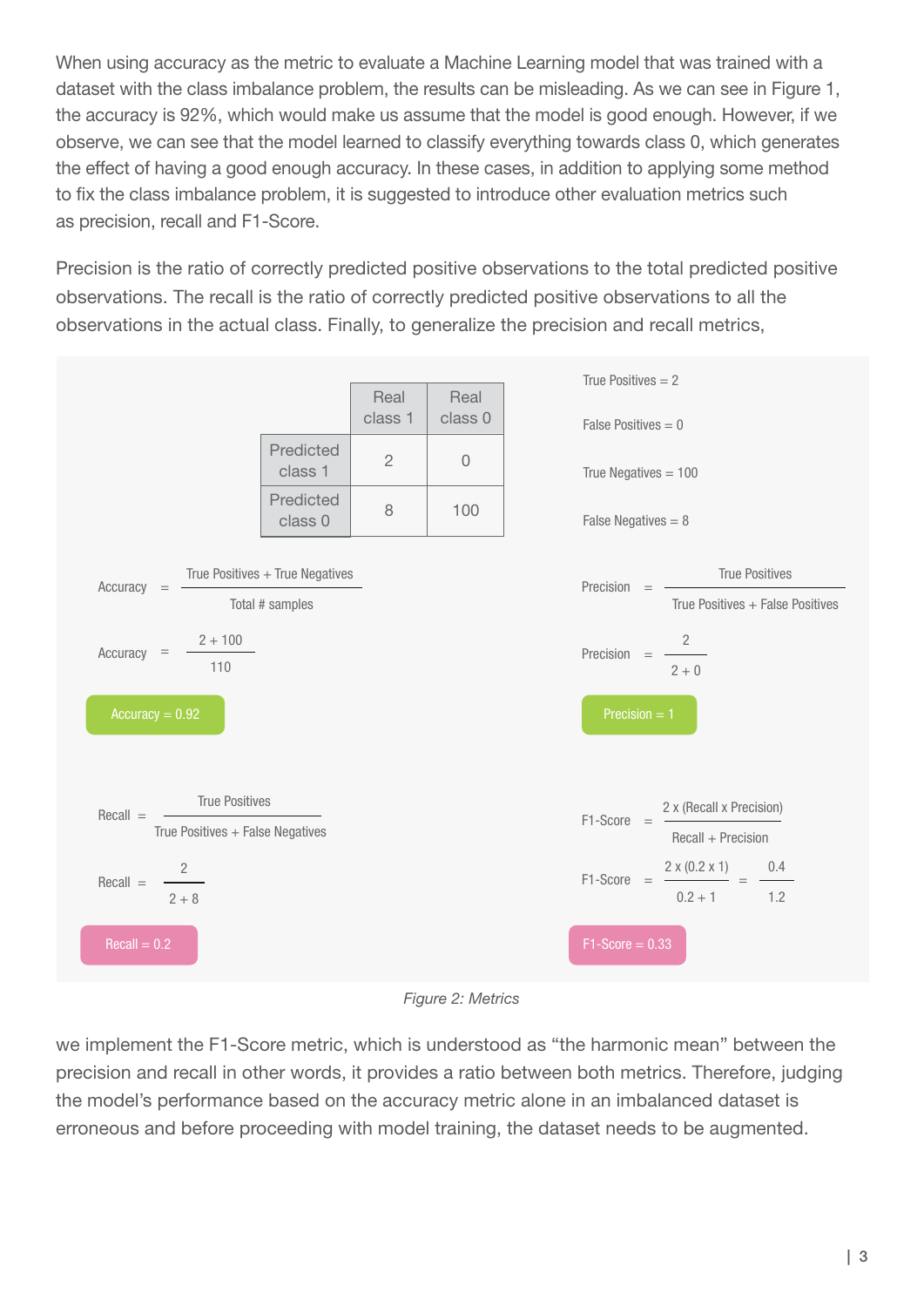When using accuracy as the metric to evaluate a Machine Learning model that was trained with a dataset with the class imbalance problem, the results can be misleading. As we can see in Figure 1, the accuracy is 92%, which would make us assume that the model is good enough. However, if we observe, we can see that the model learned to classify everything towards class 0, which generates the effect of having a good enough accuracy. In these cases, in addition to applying some method to fix the class imbalance problem, it is suggested to introduce other evaluation metrics such as precision, recall and F1-Score.

Precision is the ratio of correctly predicted positive observations to the total predicted positive observations. The recall is the ratio of correctly predicted positive observations to all the observations in the actual class. Finally, to generalize the precision and recall metrics,

| | Real class 1 | Real class 0 |
|---|---|---|
| Predicted class 1 | 2 | 0 |
| Predicted class 0 | 8 | 100 |

True Positives = 2

False Positives = 0

True Negatives = 100

False Negatives = 8

$$\text{Accuracy} = \frac{\text{True Positives} + \text{True Negatives}}{\text{Total \# samples}}$$

$$\text{Accuracy} = \frac{2 + 100}{110}$$

Accuracy = 0.92

$$\text{Precision} = \frac{\text{True Positives}}{\text{True Positives} + \text{False Positives}}$$

$$\text{Precision} = \frac{2}{2 + 0}$$

Precision = 1

$$\text{Recall} = \frac{\text{True Positives}}{\text{True Positives} + \text{False Negatives}}$$

$$\text{Recall} = \frac{2}{2 + 8}$$

Recall = 0.2

$$\text{F1-Score} = \frac{2 \times (\text{Recall} \times \text{Precision})}{\text{Recall} + \text{Precision}}$$

$$\text{F1-Score} = \frac{2 \times (0.2 \times 1)}{0.2 + 1} = \frac{0.4}{1.2}$$

F1-Score = 0.33

*Figure 2: Metrics*

we implement the F1-Score metric, which is understood as “the harmonic mean” between the precision and recall in other words, it provides a ratio between both metrics. Therefore, judging the model’s performance based on the accuracy metric alone in an imbalanced dataset is erroneous and before proceeding with model training, the dataset needs to be augmented.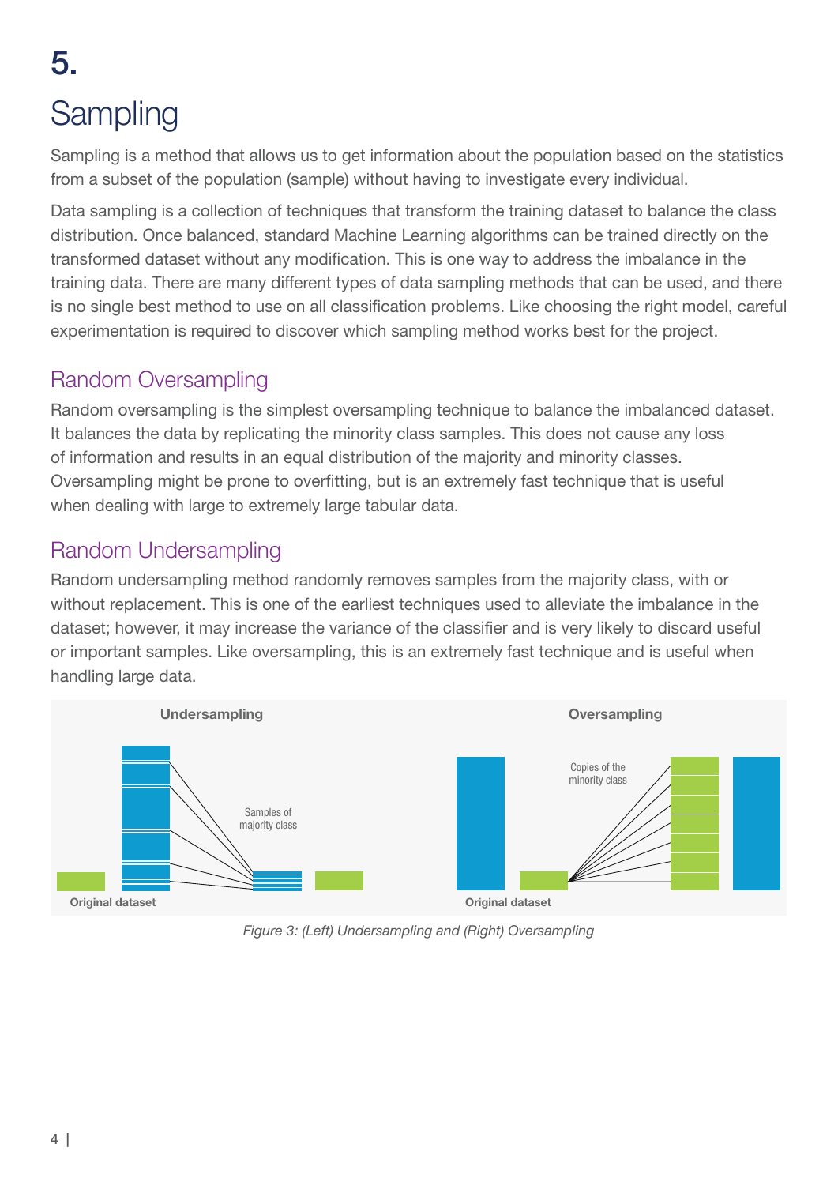# 5.

# Sampling

Sampling is a method that allows us to get information about the population based on the statistics from a subset of the population (sample) without having to investigate every individual.

Data sampling is a collection of techniques that transform the training dataset to balance the class distribution. Once balanced, standard Machine Learning algorithms can be trained directly on the transformed dataset without any modification. This is one way to address the imbalance in the training data. There are many different types of data sampling methods that can be used, and there is no single best method to use on all classification problems. Like choosing the right model, careful experimentation is required to discover which sampling method works best for the project.

## Random Oversampling

Random oversampling is the simplest oversampling technique to balance the imbalanced dataset. It balances the data by replicating the minority class samples. This does not cause any loss of information and results in an equal distribution of the majority and minority classes. Oversampling might be prone to overfitting, but is an extremely fast technique that is useful when dealing with large to extremely large tabular data.

## Random Undersampling

Random undersampling method randomly removes samples from the majority class, with or without replacement. This is one of the earliest techniques used to alleviate the imbalance in the dataset; however, it may increase the variance of the classifier and is very likely to discard useful or important samples. Like oversampling, this is an extremely fast technique and is useful when handling large data.

*Figure 3: (Left) Undersampling and (Right) Oversampling*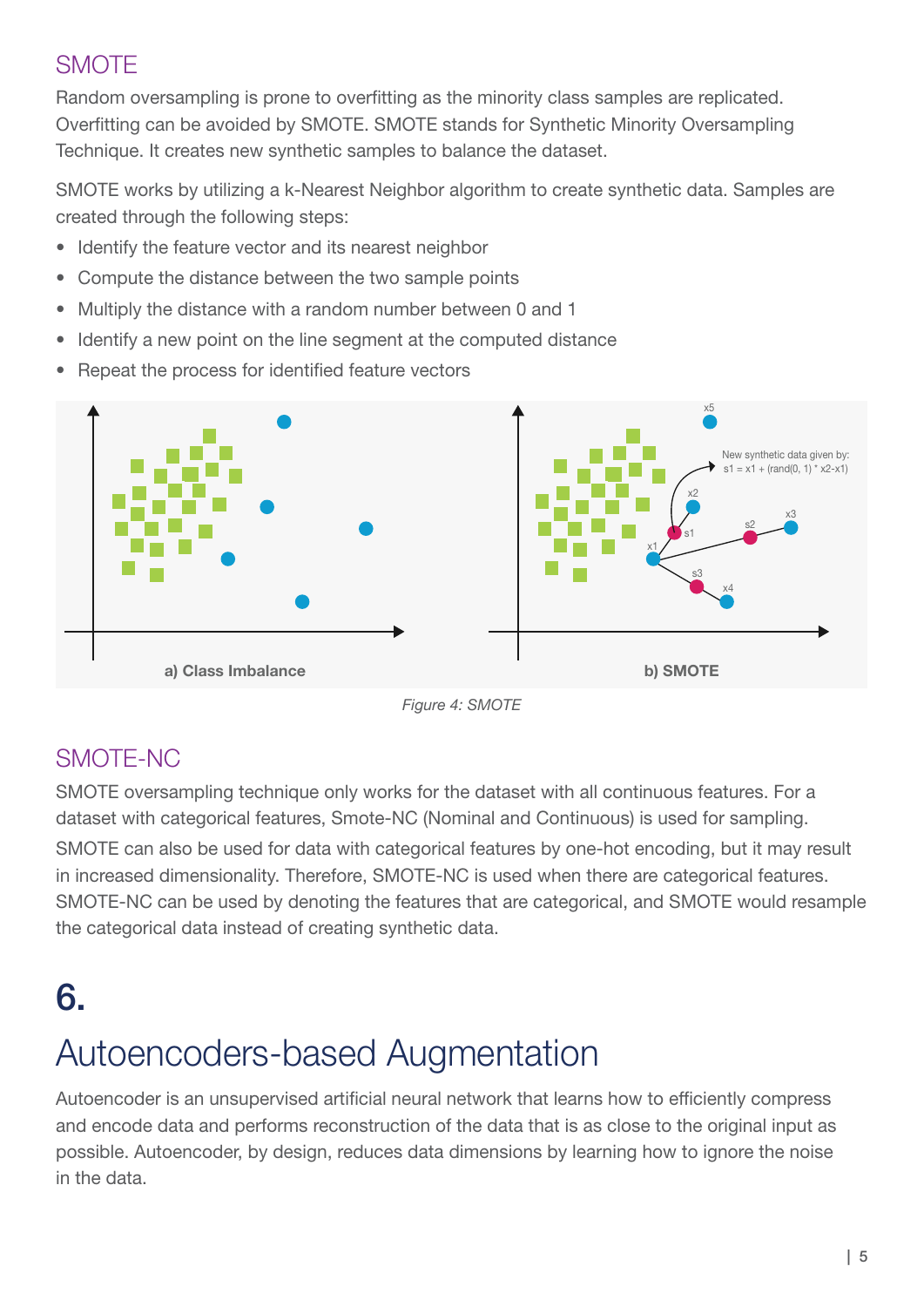## SMOTE

Random oversampling is prone to overfitting as the minority class samples are replicated. Overfitting can be avoided by SMOTE. SMOTE stands for Synthetic Minority Oversampling Technique. It creates new synthetic samples to balance the dataset.

SMOTE works by utilizing a k-Nearest Neighbor algorithm to create synthetic data. Samples are created through the following steps:

- Identify the feature vector and its nearest neighbor
- Compute the distance between the two sample points
- Multiply the distance with a random number between 0 and 1
- Identify a new point on the line segment at the computed distance
- Repeat the process for identified feature vectors

*Figure 4: SMOTE*

## SMOTE-NC

SMOTE oversampling technique only works for the dataset with all continuous features. For a dataset with categorical features, Smote-NC (Nominal and Continuous) is used for sampling. SMOTE can also be used for data with categorical features by one-hot encoding, but it may result in increased dimensionality. Therefore, SMOTE-NC is used when there are categorical features. SMOTE-NC can be used by denoting the features that are categorical, and SMOTE would resample the categorical data instead of creating synthetic data.

# 6.

# Autoencoders-based Augmentation

Autoencoder is an unsupervised artificial neural network that learns how to efficiently compress and encode data and performs reconstruction of the data that is as close to the original input as possible. Autoencoder, by design, reduces data dimensions by learning how to ignore the noise in the data.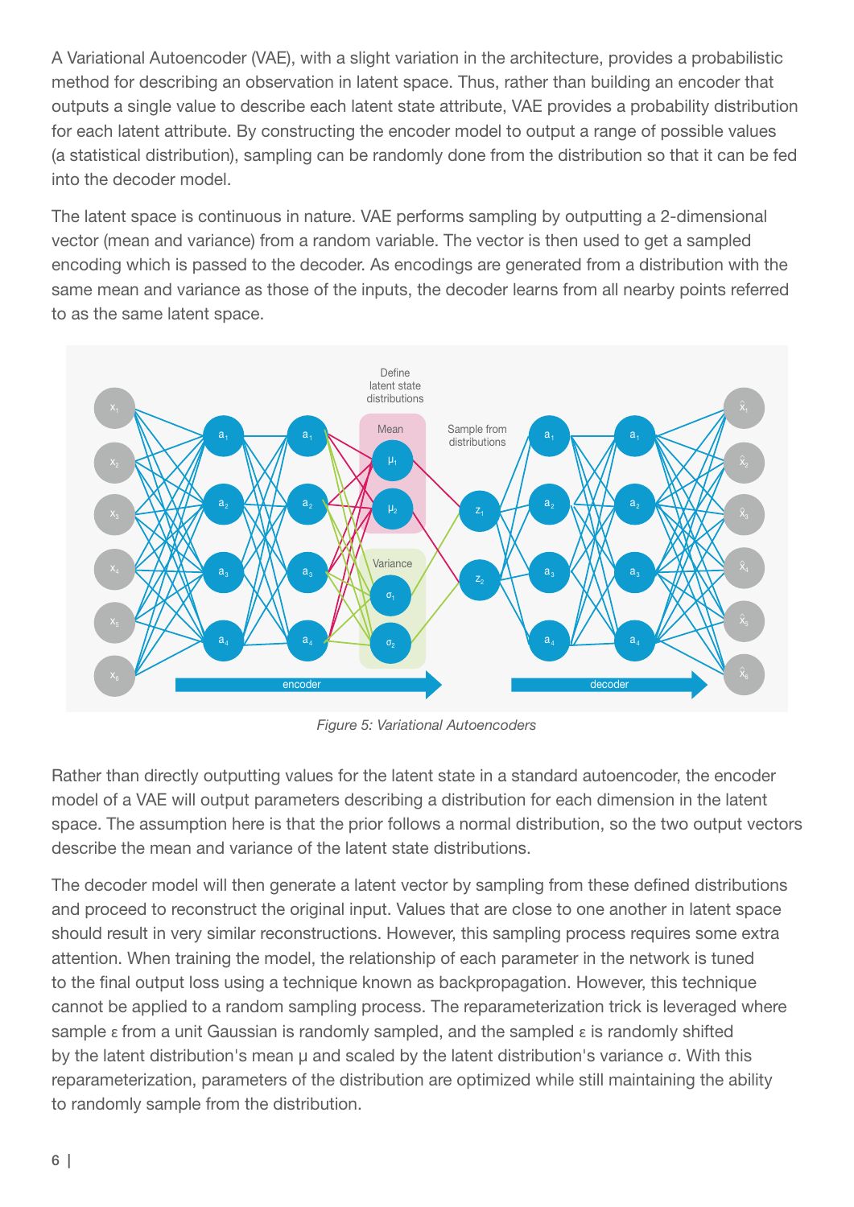A Variational Autoencoder (VAE), with a slight variation in the architecture, provides a probabilistic method for describing an observation in latent space. Thus, rather than building an encoder that outputs a single value to describe each latent state attribute, VAE provides a probability distribution for each latent attribute. By constructing the encoder model to output a range of possible values (a statistical distribution), sampling can be randomly done from the distribution so that it can be fed into the decoder model.

The latent space is continuous in nature. VAE performs sampling by outputting a 2-dimensional vector (mean and variance) from a random variable. The vector is then used to get a sampled encoding which is passed to the decoder. As encodings are generated from a distribution with the same mean and variance as those of the inputs, the decoder learns from all nearby points referred to as the same latent space.

*Figure 5: Variational Autoencoders*

Rather than directly outputting values for the latent state in a standard autoencoder, the encoder model of a VAE will output parameters describing a distribution for each dimension in the latent space. The assumption here is that the prior follows a normal distribution, so the two output vectors describe the mean and variance of the latent state distributions.

The decoder model will then generate a latent vector by sampling from these defined distributions and proceed to reconstruct the original input. Values that are close to one another in latent space should result in very similar reconstructions. However, this sampling process requires some extra attention. When training the model, the relationship of each parameter in the network is tuned to the final output loss using a technique known as backpropagation. However, this technique cannot be applied to a random sampling process. The reparameterization trick is leveraged where sample $\varepsilon$ from a unit Gaussian is randomly sampled, and the sampled $\varepsilon$ is randomly shifted by the latent distribution's mean $\mu$ and scaled by the latent distribution's variance $\sigma$. With this reparameterization, parameters of the distribution are optimized while still maintaining the ability to randomly sample from the distribution.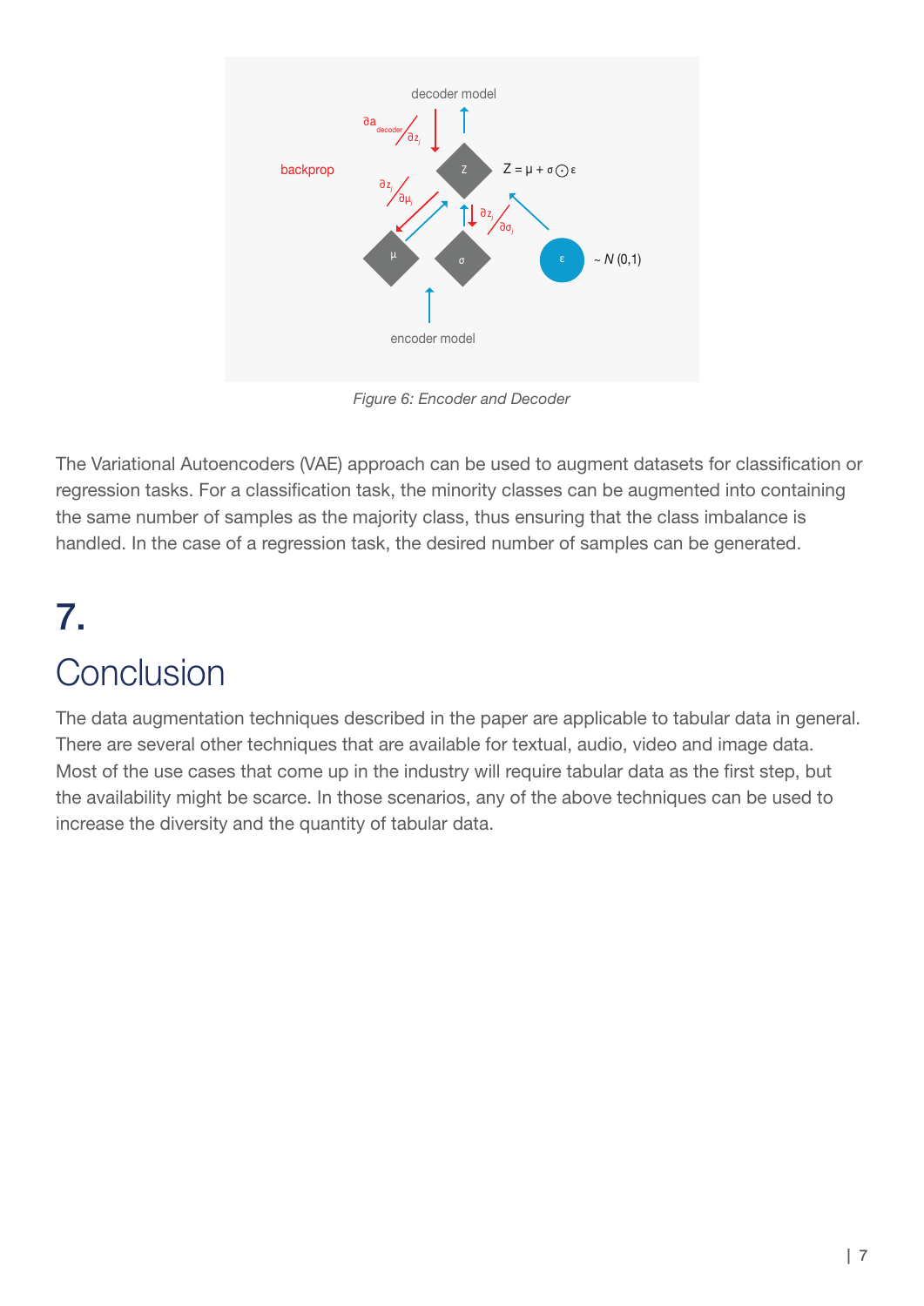*Figure 6: Encoder and Decoder*

The Variational Autoencoders (VAE) approach can be used to augment datasets for classification or regression tasks. For a classification task, the minority classes can be augmented into containing the same number of samples as the majority class, thus ensuring that the class imbalance is handled. In the case of a regression task, the desired number of samples can be generated.

# 7.

# Conclusion

The data augmentation techniques described in the paper are applicable to tabular data in general. There are several other techniques that are available for textual, audio, video and image data. Most of the use cases that come up in the industry will require tabular data as the first step, but the availability might be scarce. In those scenarios, any of the above techniques can be used to increase the diversity and the quantity of tabular data.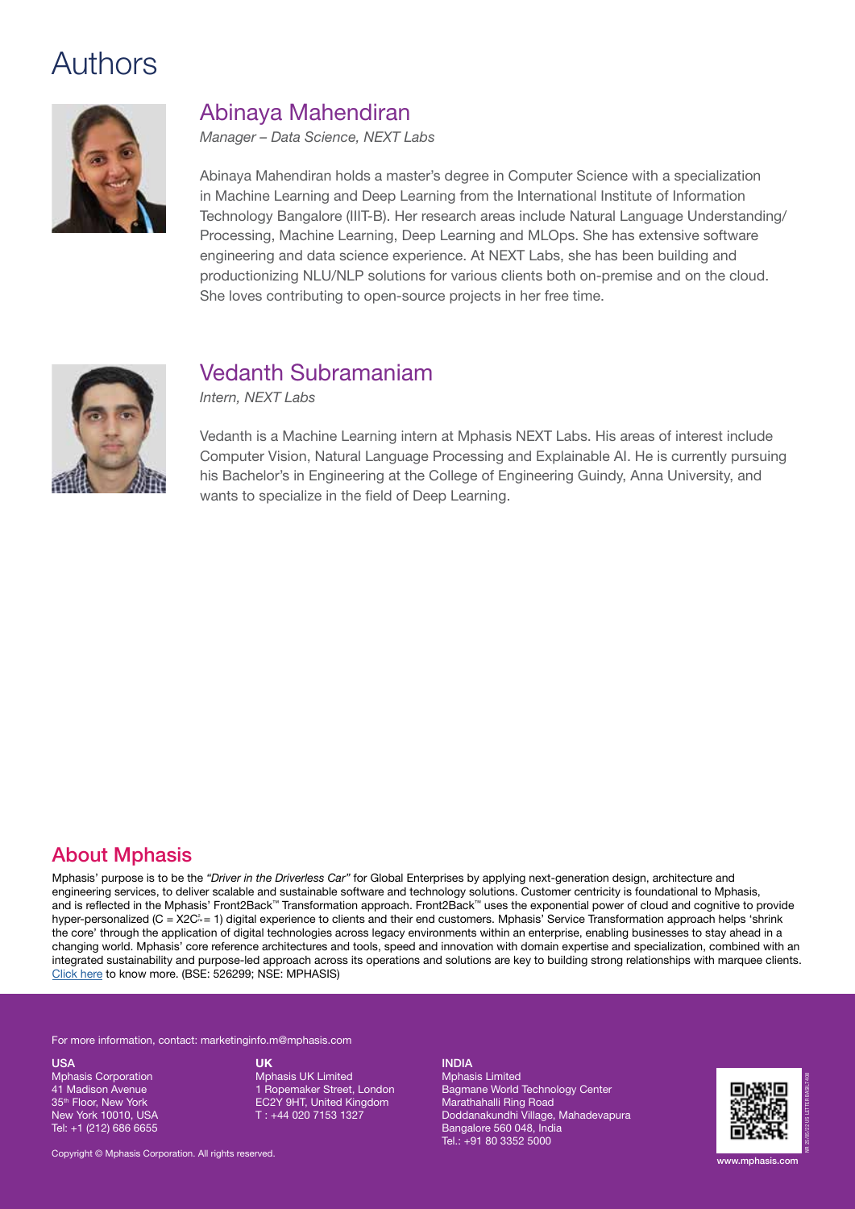# Authors

## Abinaya Mahendiran

*Manager – Data Science, NEXT Labs*

Abinaya Mahendiran holds a master's degree in Computer Science with a specialization in Machine Learning and Deep Learning from the International Institute of Information Technology Bangalore (IIIT-B). Her research areas include Natural Language Understanding/ Processing, Machine Learning, Deep Learning and MLOps. She has extensive software engineering and data science experience. At NEXT Labs, she has been building and productionizing NLU/NLP solutions for various clients both on-premise and on the cloud. She loves contributing to open-source projects in her free time.

## Vedanth Subramaniam

*Intern, NEXT Labs*

Vedanth is a Machine Learning intern at Mphasis NEXT Labs. His areas of interest include Computer Vision, Natural Language Processing and Explainable AI. He is currently pursuing his Bachelor's in Engineering at the College of Engineering Guindy, Anna University, and wants to specialize in the field of Deep Learning.

## About Mphasis

Mphasis' purpose is to be the *"Driver in the Driverless Car"* for Global Enterprises by applying next-generation design, architecture and engineering services, to deliver scalable and sustainable software and technology solutions. Customer centricity is foundational to Mphasis, and is reflected in the Mphasis' Front2Back™ Transformation approach. Front2Back™ uses the exponential power of cloud and cognitive to provide hyper-personalized ($C = X2C^2_{TM} = 1$) digital experience to clients and their end customers. Mphasis' Service Transformation approach helps 'shrink the core' through the application of digital technologies across legacy environments within an enterprise, enabling businesses to stay ahead in a changing world. Mphasis' core reference architectures and tools, speed and innovation with domain expertise and specialization, combined with an integrated sustainability and purpose-led approach across its operations and solutions are key to building strong relationships with marquee clients. Click here to know more. (BSE: 526299; NSE: MPHASIS)

For more information, contact: marketinginfo.m@mphasis.com

**USA**
Mphasis Corporation
41 Madison Avenue
35th Floor, New York
New York 10010, USA
Tel: +1 (212) 686 6655

**UK**
Mphasis UK Limited
1 Ropemaker Street, London
EC2Y 9HT, United Kingdom
T : +44 020 7153 1327

**INDIA**
Mphasis Limited
Bagmane World Technology Center
Marathahalli Ring Road
Doddanakundhi Village, Mahadevapura
Bangalore 560 048, India
Tel.: +91 80 3352 5000

www.mphasis.com

Copyright © Mphasis Corporation. All rights reserved.